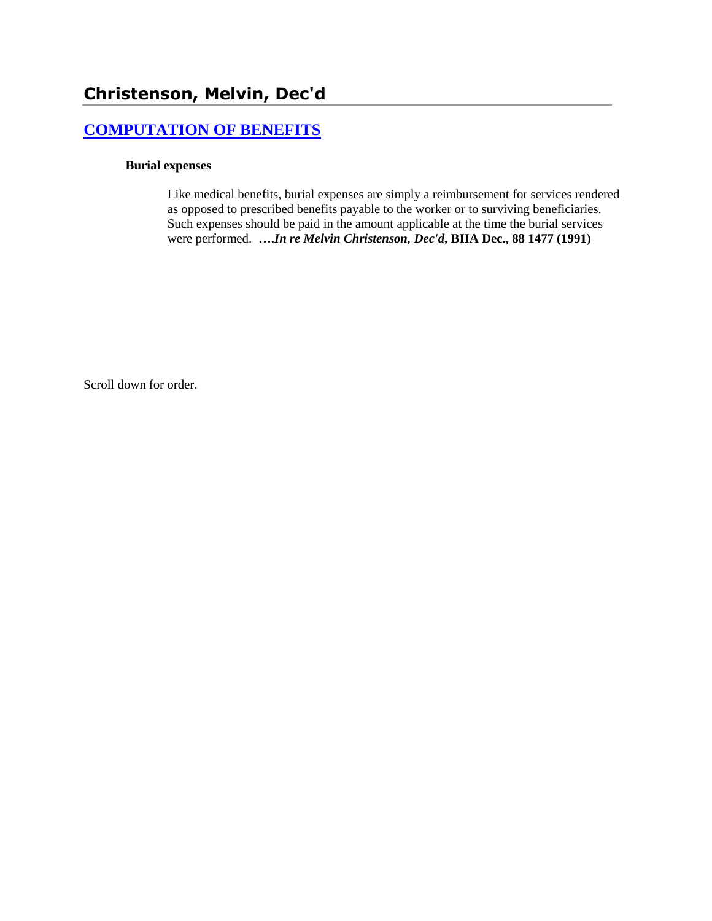# Christenson, Melvin, Dec'd

## COMPUTATION OF BENEFITS

**Burial expenses**

Like medical benefits, burial expenses are simply a reimbursement for services rendered as opposed to prescribed benefits payable to the worker or to surviving beneficiaries. Such expenses should be paid in the amount applicable at the time the burial services were performed. ****….In re Melvin Christenson, Dec'd*, BIIA Dec., 88 1477 (1991)**

Scroll down for order.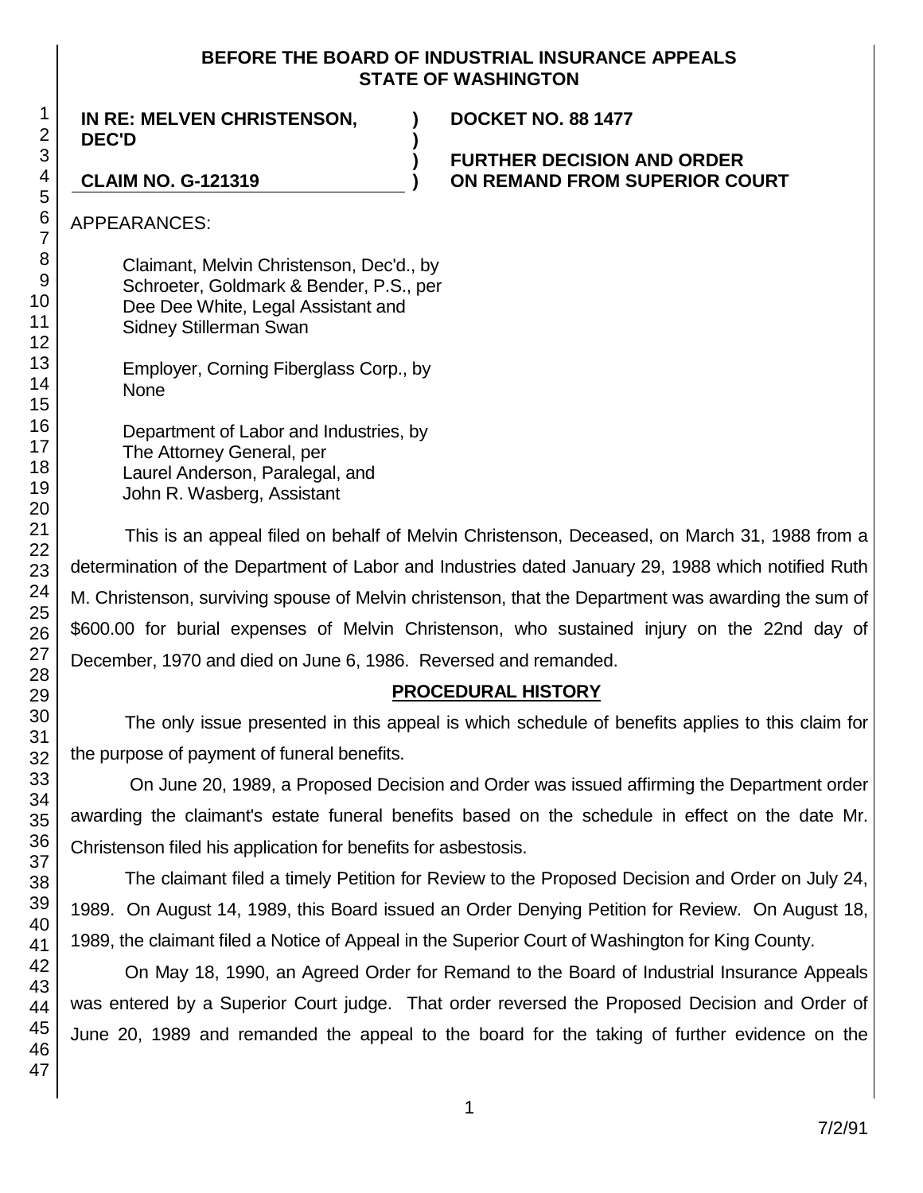**BEFORE THE BOARD OF INDUSTRIAL INSURANCE APPEALS**
**STATE OF WASHINGTON**

| | | |
|---|---|---|
| **IN RE: MELVEN CHRISTENSON, DEC'D** | **)** | **DOCKET NO. 88 1477** |
| | **)** | |
| | **)** | **FURTHER DECISION AND ORDER** |
| **CLAIM NO. G-121319** | **)** | **ON REMAND FROM SUPERIOR COURT** |

APPEARANCES:

Claimant, Melvin Christenson, Dec'd., by
Schroeter, Goldmark & Bender, P.S., per
Dee Dee White, Legal Assistant and
Sidney Stillerman Swan

Employer, Corning Fiberglass Corp., by
None

Department of Labor and Industries, by
The Attorney General, per
Laurel Anderson, Paralegal, and
John R. Wasberg, Assistant

This is an appeal filed on behalf of Melvin Christenson, Deceased, on March 31, 1988 from a determination of the Department of Labor and Industries dated January 29, 1988 which notified Ruth M. Christenson, surviving spouse of Melvin christenson, that the Department was awarding the sum of $600.00 for burial expenses of Melvin Christenson, who sustained injury on the 22nd day of December, 1970 and died on June 6, 1986. Reversed and remanded.

## PROCEDURAL HISTORY

The only issue presented in this appeal is which schedule of benefits applies to this claim for the purpose of payment of funeral benefits.

On June 20, 1989, a Proposed Decision and Order was issued affirming the Department order awarding the claimant's estate funeral benefits based on the schedule in effect on the date Mr. Christenson filed his application for benefits for asbestosis.

The claimant filed a timely Petition for Review to the Proposed Decision and Order on July 24, 1989. On August 14, 1989, this Board issued an Order Denying Petition for Review. On August 18, 1989, the claimant filed a Notice of Appeal in the Superior Court of Washington for King County.

On May 18, 1990, an Agreed Order for Remand to the Board of Industrial Insurance Appeals was entered by a Superior Court judge. That order reversed the Proposed Decision and Order of June 20, 1989 and remanded the appeal to the board for the taking of further evidence on the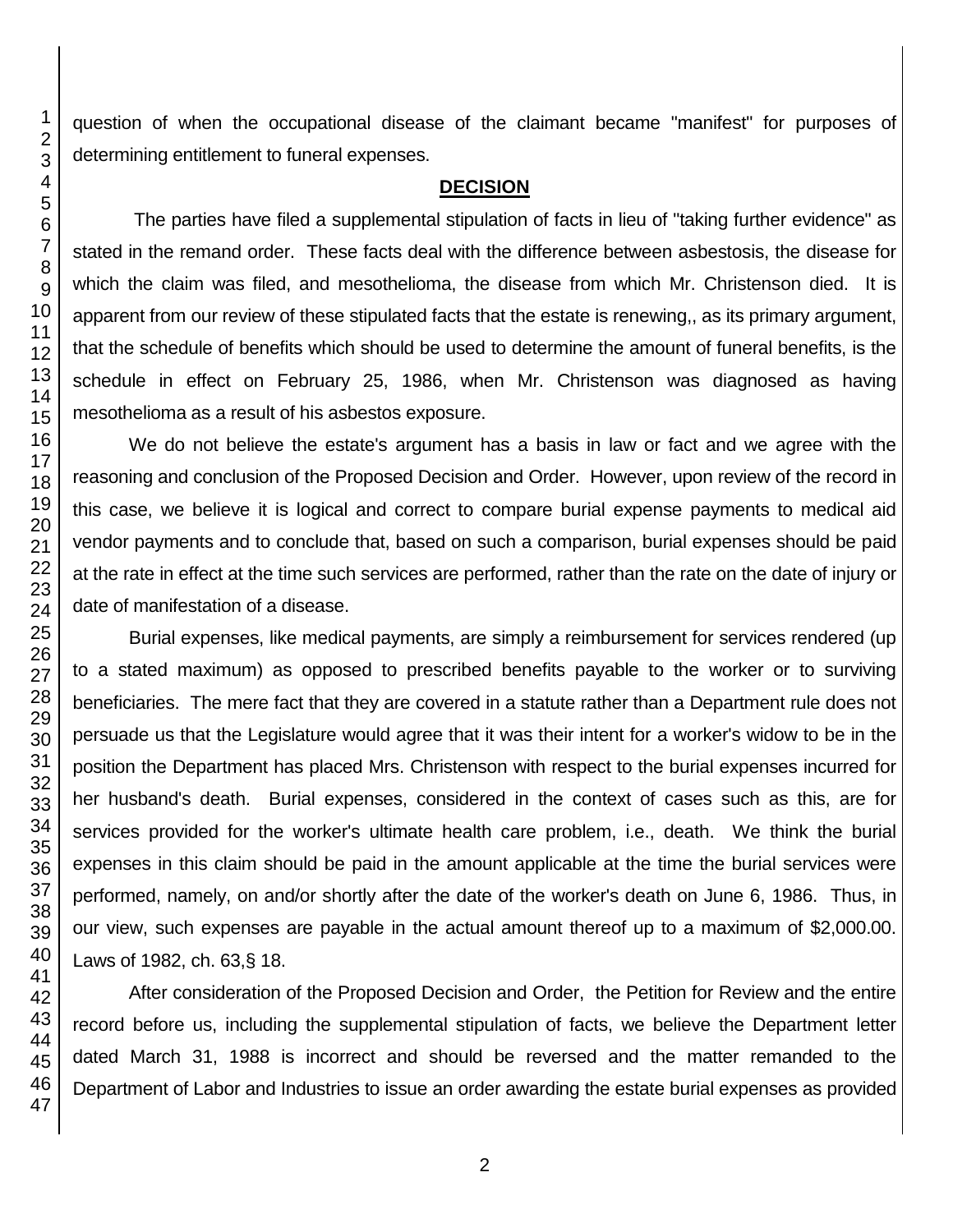question of when the occupational disease of the claimant became "manifest" for purposes of determining entitlement to funeral expenses.

## DECISION

The parties have filed a supplemental stipulation of facts in lieu of "taking further evidence" as stated in the remand order. These facts deal with the difference between asbestosis, the disease for which the claim was filed, and mesothelioma, the disease from which Mr. Christenson died. It is apparent from our review of these stipulated facts that the estate is renewing,, as its primary argument, that the schedule of benefits which should be used to determine the amount of funeral benefits, is the schedule in effect on February 25, 1986, when Mr. Christenson was diagnosed as having mesothelioma as a result of his asbestos exposure.

We do not believe the estate's argument has a basis in law or fact and we agree with the reasoning and conclusion of the Proposed Decision and Order. However, upon review of the record in this case, we believe it is logical and correct to compare burial expense payments to medical aid vendor payments and to conclude that, based on such a comparison, burial expenses should be paid at the rate in effect at the time such services are performed, rather than the rate on the date of injury or date of manifestation of a disease.

Burial expenses, like medical payments, are simply a reimbursement for services rendered (up to a stated maximum) as opposed to prescribed benefits payable to the worker or to surviving beneficiaries. The mere fact that they are covered in a statute rather than a Department rule does not persuade us that the Legislature would agree that it was their intent for a worker's widow to be in the position the Department has placed Mrs. Christenson with respect to the burial expenses incurred for her husband's death. Burial expenses, considered in the context of cases such as this, are for services provided for the worker's ultimate health care problem, i.e., death. We think the burial expenses in this claim should be paid in the amount applicable at the time the burial services were performed, namely, on and/or shortly after the date of the worker's death on June 6, 1986. Thus, in our view, such expenses are payable in the actual amount thereof up to a maximum of $2,000.00. Laws of 1982, ch. 63,§ 18.

After consideration of the Proposed Decision and Order, the Petition for Review and the entire record before us, including the supplemental stipulation of facts, we believe the Department letter dated March 31, 1988 is incorrect and should be reversed and the matter remanded to the Department of Labor and Industries to issue an order awarding the estate burial expenses as provided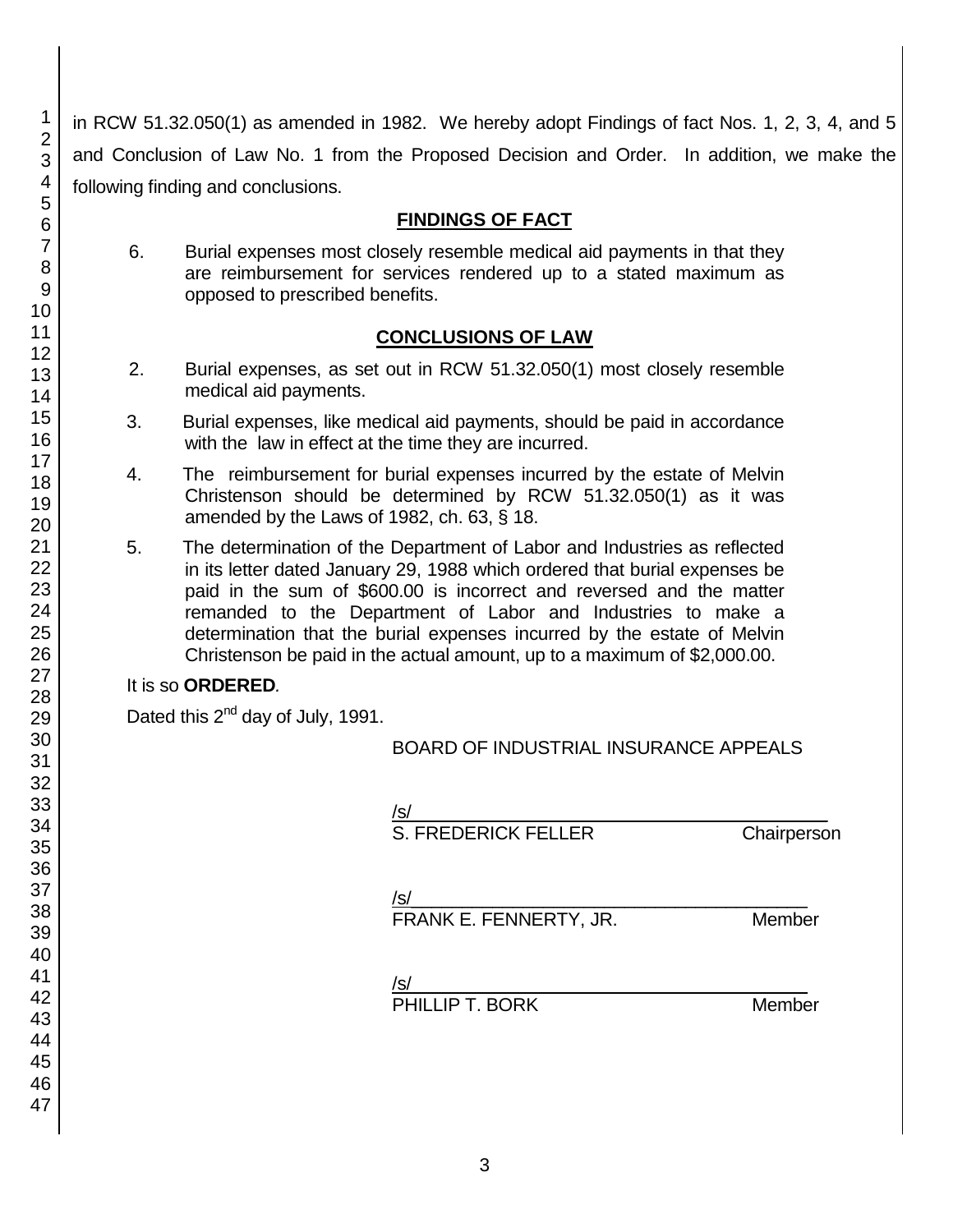in RCW 51.32.050(1) as amended in 1982. We hereby adopt Findings of fact Nos. 1, 2, 3, 4, and 5 and Conclusion of Law No. 1 from the Proposed Decision and Order. In addition, we make the following finding and conclusions.

## FINDINGS OF FACT

6. Burial expenses most closely resemble medical aid payments in that they are reimbursement for services rendered up to a stated maximum as opposed to prescribed benefits.

## CONCLUSIONS OF LAW

2. Burial expenses, as set out in RCW 51.32.050(1) most closely resemble medical aid payments.

3. Burial expenses, like medical aid payments, should be paid in accordance with the law in effect at the time they are incurred.

4. The reimbursement for burial expenses incurred by the estate of Melvin Christenson should be determined by RCW 51.32.050(1) as it was amended by the Laws of 1982, ch. 63, § 18.

5. The determination of the Department of Labor and Industries as reflected in its letter dated January 29, 1988 which ordered that burial expenses be paid in the sum of $600.00 is incorrect and reversed and the matter remanded to the Department of Labor and Industries to make a determination that the burial expenses incurred by the estate of Melvin Christenson be paid in the actual amount, up to a maximum of $2,000.00.

It is so **ORDERED***.*

Dated this 2nd day of July, 1991.

BOARD OF INDUSTRIAL INSURANCE APPEALS

/s/
S. FREDERICK FELLER Chairperson

/s/
FRANK E. FENNERTY, JR. Member

/s/
PHILLIP T. BORK Member